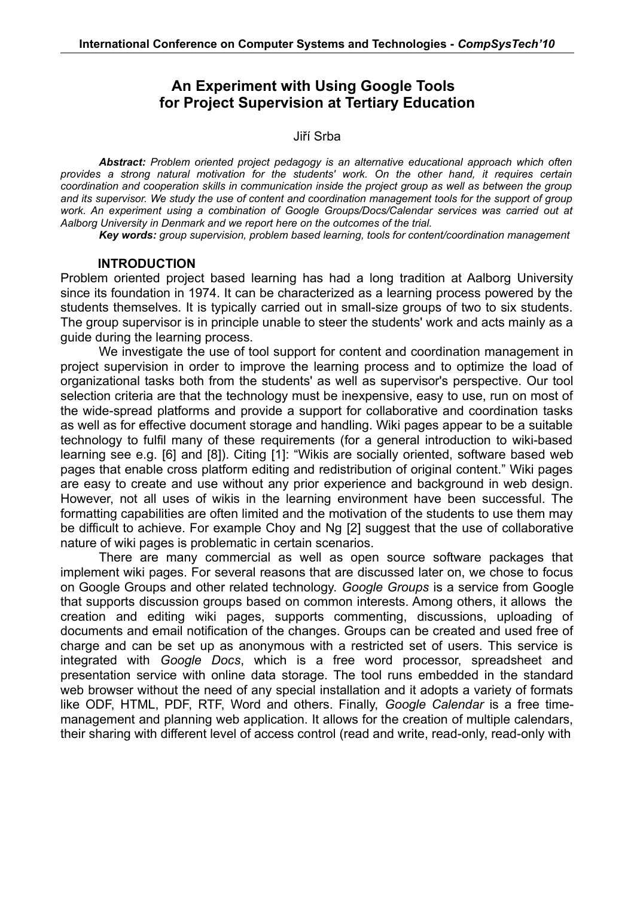# An Experiment with Using Google Tools for Project Supervision at Tertiary Education

Jiří Srba

***Abstract:*** *Problem oriented project pedagogy is an alternative educational approach which often provides a strong natural motivation for the students' work. On the other hand, it requires certain coordination and cooperation skills in communication inside the project group as well as between the group and its supervisor. We study the use of content and coordination management tools for the support of group work. An experiment using a combination of Google Groups/Docs/Calendar services was carried out at Aalborg University in Denmark and we report here on the outcomes of the trial.*

***Key words:*** *group supervision, problem based learning, tools for content/coordination management*

## INTRODUCTION

Problem oriented project based learning has had a long tradition at Aalborg University since its foundation in 1974. It can be characterized as a learning process powered by the students themselves. It is typically carried out in small-size groups of two to six students. The group supervisor is in principle unable to steer the students' work and acts mainly as a guide during the learning process.

We investigate the use of tool support for content and coordination management in project supervision in order to improve the learning process and to optimize the load of organizational tasks both from the students' as well as supervisor's perspective. Our tool selection criteria are that the technology must be inexpensive, easy to use, run on most of the wide-spread platforms and provide a support for collaborative and coordination tasks as well as for effective document storage and handling. Wiki pages appear to be a suitable technology to fulfil many of these requirements (for a general introduction to wiki-based learning see e.g. [6] and [8]). Citing [1]: “Wikis are socially oriented, software based web pages that enable cross platform editing and redistribution of original content.” Wiki pages are easy to create and use without any prior experience and background in web design. However, not all uses of wikis in the learning environment have been successful. The formatting capabilities are often limited and the motivation of the students to use them may be difficult to achieve. For example Choy and Ng [2] suggest that the use of collaborative nature of wiki pages is problematic in certain scenarios.

There are many commercial as well as open source software packages that implement wiki pages. For several reasons that are discussed later on, we chose to focus on Google Groups and other related technology. *Google Groups* is a service from Google that supports discussion groups based on common interests. Among others, it allows the creation and editing wiki pages, supports commenting, discussions, uploading of documents and email notification of the changes. Groups can be created and used free of charge and can be set up as anonymous with a restricted set of users. This service is integrated with *Google Docs*, which is a free word processor, spreadsheet and presentation service with online data storage. The tool runs embedded in the standard web browser without the need of any special installation and it adopts a variety of formats like ODF, HTML, PDF, RTF, Word and others. Finally, *Google Calendar* is a free time-management and planning web application. It allows for the creation of multiple calendars, their sharing with different level of access control (read and write, read-only, read-only with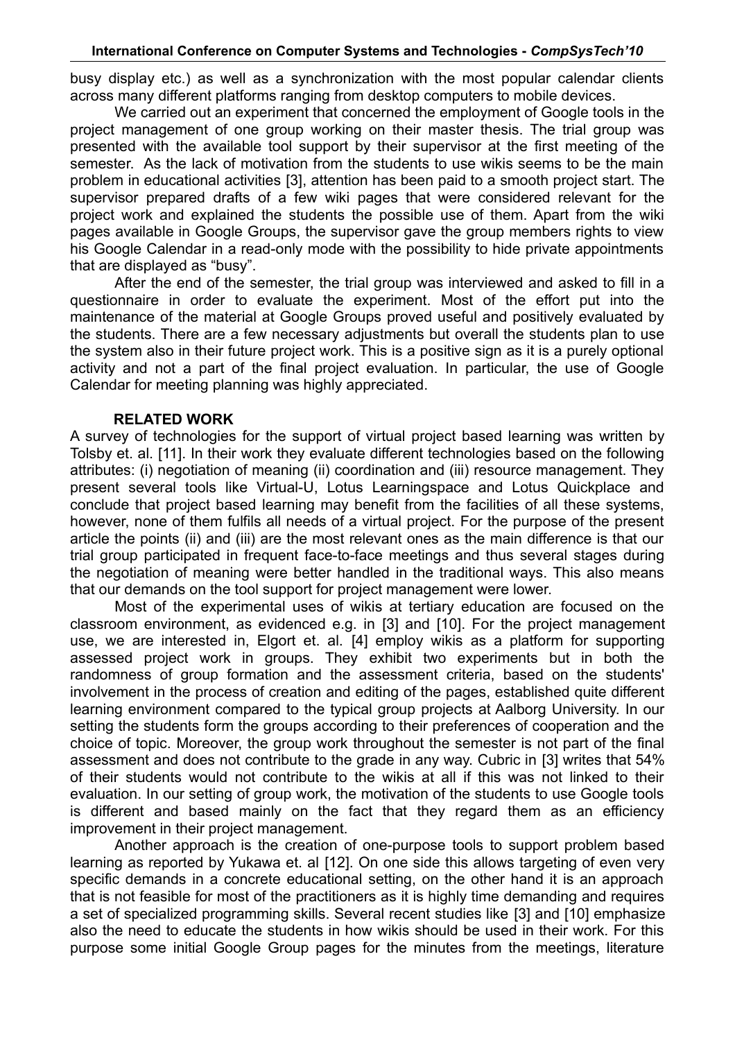busy display etc.) as well as a synchronization with the most popular calendar clients across many different platforms ranging from desktop computers to mobile devices.

We carried out an experiment that concerned the employment of Google tools in the project management of one group working on their master thesis. The trial group was presented with the available tool support by their supervisor at the first meeting of the semester. As the lack of motivation from the students to use wikis seems to be the main problem in educational activities [3], attention has been paid to a smooth project start. The supervisor prepared drafts of a few wiki pages that were considered relevant for the project work and explained the students the possible use of them. Apart from the wiki pages available in Google Groups, the supervisor gave the group members rights to view his Google Calendar in a read-only mode with the possibility to hide private appointments that are displayed as "busy".

After the end of the semester, the trial group was interviewed and asked to fill in a questionnaire in order to evaluate the experiment. Most of the effort put into the maintenance of the material at Google Groups proved useful and positively evaluated by the students. There are a few necessary adjustments but overall the students plan to use the system also in their future project work. This is a positive sign as it is a purely optional activity and not a part of the final project evaluation. In particular, the use of Google Calendar for meeting planning was highly appreciated.

## RELATED WORK

A survey of technologies for the support of virtual project based learning was written by Tolsby et. al. [11]. In their work they evaluate different technologies based on the following attributes: (i) negotiation of meaning (ii) coordination and (iii) resource management. They present several tools like Virtual-U, Lotus Learningspace and Lotus Quickplace and conclude that project based learning may benefit from the facilities of all these systems, however, none of them fulfils all needs of a virtual project. For the purpose of the present article the points (ii) and (iii) are the most relevant ones as the main difference is that our trial group participated in frequent face-to-face meetings and thus several stages during the negotiation of meaning were better handled in the traditional ways. This also means that our demands on the tool support for project management were lower.

Most of the experimental uses of wikis at tertiary education are focused on the classroom environment, as evidenced e.g. in [3] and [10]. For the project management use, we are interested in, Elgort et. al. [4] employ wikis as a platform for supporting assessed project work in groups. They exhibit two experiments but in both the randomness of group formation and the assessment criteria, based on the students' involvement in the process of creation and editing of the pages, established quite different learning environment compared to the typical group projects at Aalborg University. In our setting the students form the groups according to their preferences of cooperation and the choice of topic. Moreover, the group work throughout the semester is not part of the final assessment and does not contribute to the grade in any way. Cubric in [3] writes that 54% of their students would not contribute to the wikis at all if this was not linked to their evaluation. In our setting of group work, the motivation of the students to use Google tools is different and based mainly on the fact that they regard them as an efficiency improvement in their project management.

Another approach is the creation of one-purpose tools to support problem based learning as reported by Yukawa et. al [12]. On one side this allows targeting of even very specific demands in a concrete educational setting, on the other hand it is an approach that is not feasible for most of the practitioners as it is highly time demanding and requires a set of specialized programming skills. Several recent studies like [3] and [10] emphasize also the need to educate the students in how wikis should be used in their work. For this purpose some initial Google Group pages for the minutes from the meetings, literature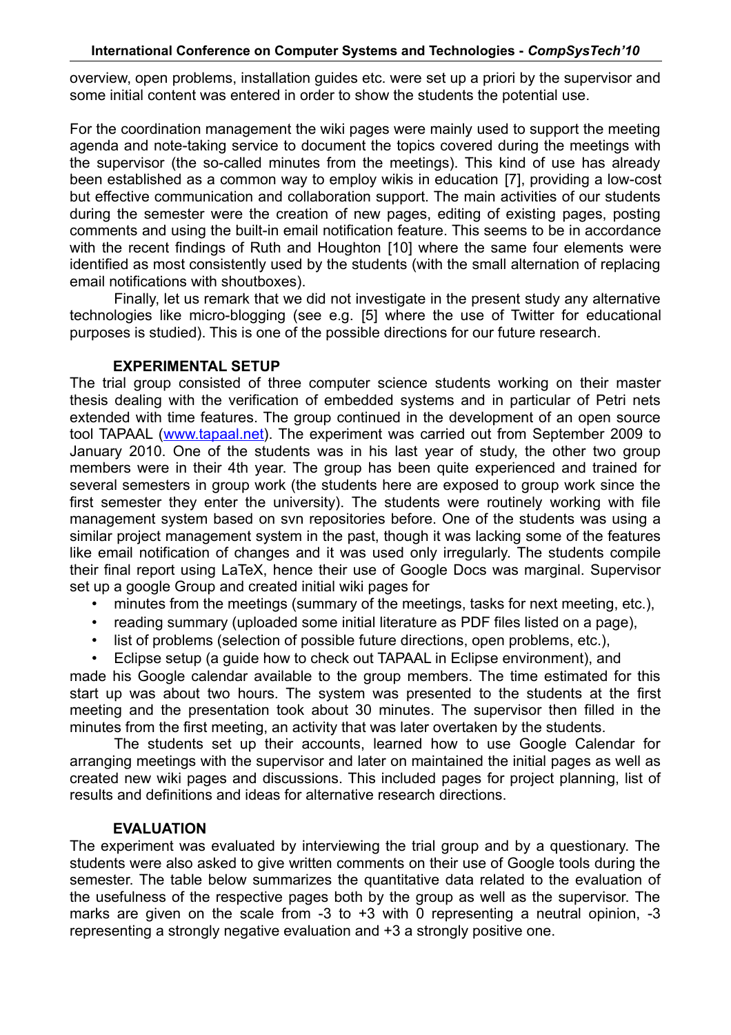overview, open problems, installation guides etc. were set up a priori by the supervisor and some initial content was entered in order to show the students the potential use.

For the coordination management the wiki pages were mainly used to support the meeting agenda and note-taking service to document the topics covered during the meetings with the supervisor (the so-called minutes from the meetings). This kind of use has already been established as a common way to employ wikis in education [7], providing a low-cost but effective communication and collaboration support. The main activities of our students during the semester were the creation of new pages, editing of existing pages, posting comments and using the built-in email notification feature. This seems to be in accordance with the recent findings of Ruth and Houghton [10] where the same four elements were identified as most consistently used by the students (with the small alternation of replacing email notifications with shoutboxes).

Finally, let us remark that we did not investigate in the present study any alternative technologies like micro-blogging (see e.g. [5] where the use of Twitter for educational purposes is studied). This is one of the possible directions for our future research.

## EXPERIMENTAL SETUP

The trial group consisted of three computer science students working on their master thesis dealing with the verification of embedded systems and in particular of Petri nets extended with time features. The group continued in the development of an open source tool TAPAAL (www.tapaal.net). The experiment was carried out from September 2009 to January 2010. One of the students was in his last year of study, the other two group members were in their 4th year. The group has been quite experienced and trained for several semesters in group work (the students here are exposed to group work since the first semester they enter the university). The students were routinely working with file management system based on svn repositories before. One of the students was using a similar project management system in the past, though it was lacking some of the features like email notification of changes and it was used only irregularly. The students compile their final report using LaTeX, hence their use of Google Docs was marginal. Supervisor set up a google Group and created initial wiki pages for

- minutes from the meetings (summary of the meetings, tasks for next meeting, etc.),
- reading summary (uploaded some initial literature as PDF files listed on a page),
- list of problems (selection of possible future directions, open problems, etc.),
- Eclipse setup (a guide how to check out TAPAAL in Eclipse environment), and

made his Google calendar available to the group members. The time estimated for this start up was about two hours. The system was presented to the students at the first meeting and the presentation took about 30 minutes. The supervisor then filled in the minutes from the first meeting, an activity that was later overtaken by the students.

The students set up their accounts, learned how to use Google Calendar for arranging meetings with the supervisor and later on maintained the initial pages as well as created new wiki pages and discussions. This included pages for project planning, list of results and definitions and ideas for alternative research directions.

## EVALUATION

The experiment was evaluated by interviewing the trial group and by a questionary. The students were also asked to give written comments on their use of Google tools during the semester. The table below summarizes the quantitative data related to the evaluation of the usefulness of the respective pages both by the group as well as the supervisor. The marks are given on the scale from -3 to +3 with 0 representing a neutral opinion, -3 representing a strongly negative evaluation and +3 a strongly positive one.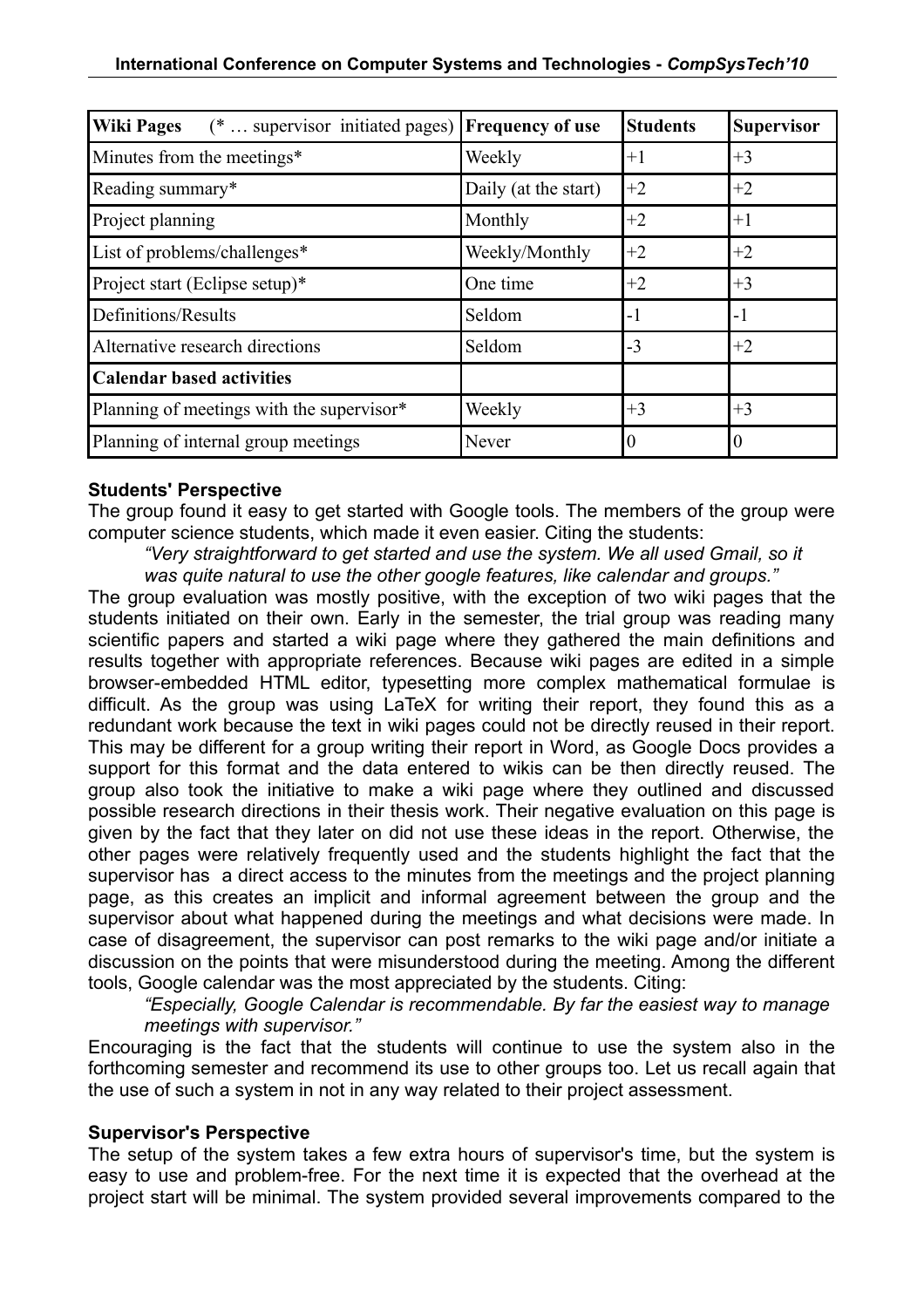| **Wiki Pages** (* … supervisor initiated pages) | **Frequency of use** | **Students** | **Supervisor** |
|---|---|---|---|
| Minutes from the meetings* | Weekly | +1 | +3 |
| Reading summary* | Daily (at the start) | +2 | +2 |
| Project planning | Monthly | +2 | +1 |
| List of problems/challenges* | Weekly/Monthly | +2 | +2 |
| Project start (Eclipse setup)* | One time | +2 | +3 |
| Definitions/Results | Seldom | -1 | -1 |
| Alternative research directions | Seldom | -3 | +2 |
| **Calendar based activities** | | | |
| Planning of meetings with the supervisor* | Weekly | +3 | +3 |
| Planning of internal group meetings | Never | 0 | 0 |

### Students' Perspective

The group found it easy to get started with Google tools. The members of the group were computer science students, which made it even easier. Citing the students:

> *"Very straightforward to get started and use the system. We all used Gmail, so it was quite natural to use the other google features, like calendar and groups."*

The group evaluation was mostly positive, with the exception of two wiki pages that the students initiated on their own. Early in the semester, the trial group was reading many scientific papers and started a wiki page where they gathered the main definitions and results together with appropriate references. Because wiki pages are edited in a simple browser-embedded HTML editor, typesetting more complex mathematical formulae is difficult. As the group was using LaTeX for writing their report, they found this as a redundant work because the text in wiki pages could not be directly reused in their report. This may be different for a group writing their report in Word, as Google Docs provides a support for this format and the data entered to wikis can be then directly reused. The group also took the initiative to make a wiki page where they outlined and discussed possible research directions in their thesis work. Their negative evaluation on this page is given by the fact that they later on did not use these ideas in the report. Otherwise, the other pages were relatively frequently used and the students highlight the fact that the supervisor has a direct access to the minutes from the meetings and the project planning page, as this creates an implicit and informal agreement between the group and the supervisor about what happened during the meetings and what decisions were made. In case of disagreement, the supervisor can post remarks to the wiki page and/or initiate a discussion on the points that were misunderstood during the meeting. Among the different tools, Google calendar was the most appreciated by the students. Citing:

> *"Especially, Google Calendar is recommendable. By far the easiest way to manage meetings with supervisor."*

Encouraging is the fact that the students will continue to use the system also in the forthcoming semester and recommend its use to other groups too. Let us recall again that the use of such a system in not in any way related to their project assessment.

### Supervisor's Perspective

The setup of the system takes a few extra hours of supervisor's time, but the system is easy to use and problem-free. For the next time it is expected that the overhead at the project start will be minimal. The system provided several improvements compared to the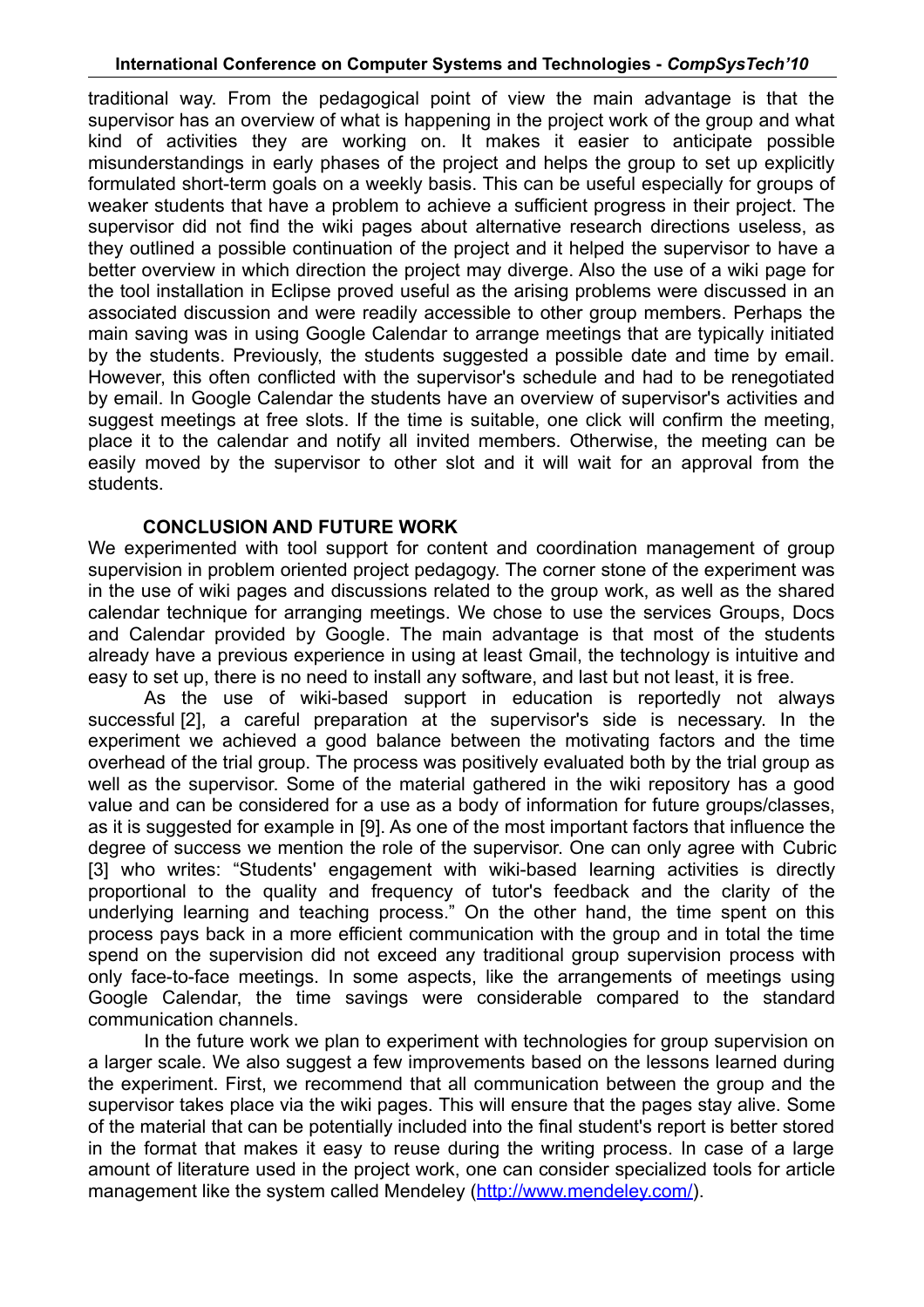traditional way. From the pedagogical point of view the main advantage is that the supervisor has an overview of what is happening in the project work of the group and what kind of activities they are working on. It makes it easier to anticipate possible misunderstandings in early phases of the project and helps the group to set up explicitly formulated short-term goals on a weekly basis. This can be useful especially for groups of weaker students that have a problem to achieve a sufficient progress in their project. The supervisor did not find the wiki pages about alternative research directions useless, as they outlined a possible continuation of the project and it helped the supervisor to have a better overview in which direction the project may diverge. Also the use of a wiki page for the tool installation in Eclipse proved useful as the arising problems were discussed in an associated discussion and were readily accessible to other group members. Perhaps the main saving was in using Google Calendar to arrange meetings that are typically initiated by the students. Previously, the students suggested a possible date and time by email. However, this often conflicted with the supervisor's schedule and had to be renegotiated by email. In Google Calendar the students have an overview of supervisor's activities and suggest meetings at free slots. If the time is suitable, one click will confirm the meeting, place it to the calendar and notify all invited members. Otherwise, the meeting can be easily moved by the supervisor to other slot and it will wait for an approval from the students.

## CONCLUSION AND FUTURE WORK

We experimented with tool support for content and coordination management of group supervision in problem oriented project pedagogy. The corner stone of the experiment was in the use of wiki pages and discussions related to the group work, as well as the shared calendar technique for arranging meetings. We chose to use the services Groups, Docs and Calendar provided by Google. The main advantage is that most of the students already have a previous experience in using at least Gmail, the technology is intuitive and easy to set up, there is no need to install any software, and last but not least, it is free.

As the use of wiki-based support in education is reportedly not always successful [2], a careful preparation at the supervisor's side is necessary. In the experiment we achieved a good balance between the motivating factors and the time overhead of the trial group. The process was positively evaluated both by the trial group as well as the supervisor. Some of the material gathered in the wiki repository has a good value and can be considered for a use as a body of information for future groups/classes, as it is suggested for example in [9]. As one of the most important factors that influence the degree of success we mention the role of the supervisor. One can only agree with Cubric [3] who writes: "Students' engagement with wiki-based learning activities is directly proportional to the quality and frequency of tutor's feedback and the clarity of the underlying learning and teaching process." On the other hand, the time spent on this process pays back in a more efficient communication with the group and in total the time spend on the supervision did not exceed any traditional group supervision process with only face-to-face meetings. In some aspects, like the arrangements of meetings using Google Calendar, the time savings were considerable compared to the standard communication channels.

In the future work we plan to experiment with technologies for group supervision on a larger scale. We also suggest a few improvements based on the lessons learned during the experiment. First, we recommend that all communication between the group and the supervisor takes place via the wiki pages. This will ensure that the pages stay alive. Some of the material that can be potentially included into the final student's report is better stored in the format that makes it easy to reuse during the writing process. In case of a large amount of literature used in the project work, one can consider specialized tools for article management like the system called Mendeley (http://www.mendeley.com/).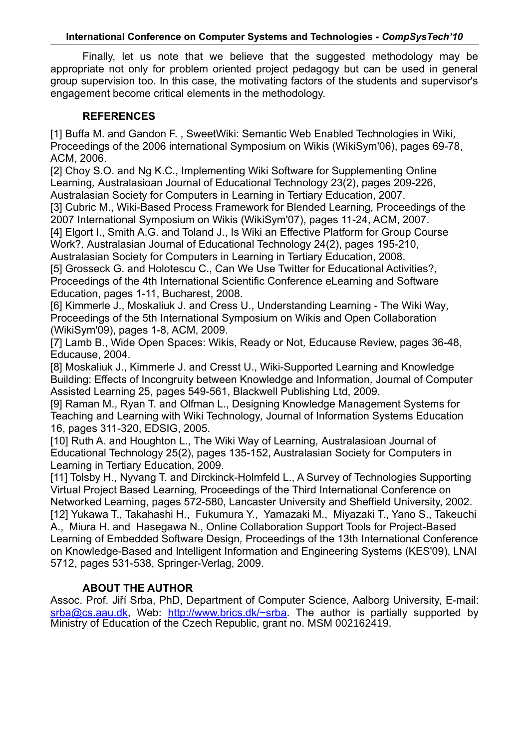Finally, let us note that we believe that the suggested methodology may be appropriate not only for problem oriented project pedagogy but can be used in general group supervision too. In this case, the motivating factors of the students and supervisor's engagement become critical elements in the methodology.

## REFERENCES

[1] Buffa M. and Gandon F. , SweetWiki: Semantic Web Enabled Technologies in Wiki, Proceedings of the 2006 international Symposium on Wikis (WikiSym'06), pages 69-78, ACM, 2006.

[2] Choy S.O. and Ng K.C., Implementing Wiki Software for Supplementing Online Learning, Australasioan Journal of Educational Technology 23(2), pages 209-226, Australasian Society for Computers in Learning in Tertiary Education, 2007.

[3] Cubric M., Wiki-Based Process Framework for Blended Learning, Proceedings of the 2007 International Symposium on Wikis (WikiSym'07), pages 11-24, ACM, 2007.

[4] Elgort I., Smith A.G. and Toland J., Is Wiki an Effective Platform for Group Course Work?, Australasian Journal of Educational Technology 24(2), pages 195-210, Australasian Society for Computers in Learning in Tertiary Education, 2008.

[5] Grosseck G. and Holotescu C., Can We Use Twitter for Educational Activities?, Proceedings of the 4th International Scientific Conference eLearning and Software Education, pages 1-11, Bucharest, 2008.

[6] Kimmerle J., Moskaliuk J. and Cress U., Understanding Learning - The Wiki Way, Proceedings of the 5th International Symposium on Wikis and Open Collaboration (WikiSym'09), pages 1-8, ACM, 2009.

[7] Lamb B., Wide Open Spaces: Wikis, Ready or Not, Educause Review, pages 36-48, Educause, 2004.

[8] Moskaliuk J., Kimmerle J. and Cresst U., Wiki-Supported Learning and Knowledge Building: Effects of Incongruity between Knowledge and Information, Journal of Computer Assisted Learning 25, pages 549-561, Blackwell Publishing Ltd, 2009.

[9] Raman M., Ryan T. and Olfman L., Designing Knowledge Management Systems for Teaching and Learning with Wiki Technology, Journal of Information Systems Education 16, pages 311-320, EDSIG, 2005.

[10] Ruth A. and Houghton L., The Wiki Way of Learning, Australasioan Journal of Educational Technology 25(2), pages 135-152, Australasian Society for Computers in Learning in Tertiary Education, 2009.

[11] Tolsby H., Nyvang T. and Dirckinck-Holmfeld L., A Survey of Technologies Supporting Virtual Project Based Learning, Proceedings of the Third International Conference on Networked Learning, pages 572-580, Lancaster University and Sheffield University, 2002.

[12] Yukawa T., Takahashi H., Fukumura Y., Yamazaki M., Miyazaki T., Yano S., Takeuchi A., Miura H. and Hasegawa N., Online Collaboration Support Tools for Project-Based Learning of Embedded Software Design, Proceedings of the 13th International Conference on Knowledge-Based and Intelligent Information and Engineering Systems (KES'09), LNAI 5712, pages 531-538, Springer-Verlag, 2009.

## ABOUT THE AUTHOR

Assoc. Prof. Jiří Srba, PhD, Department of Computer Science, Aalborg University, E-mail: srba@cs.aau.dk, Web: http://www.brics.dk/~srba. The author is partially supported by Ministry of Education of the Czech Republic, grant no. MSM 002162419.